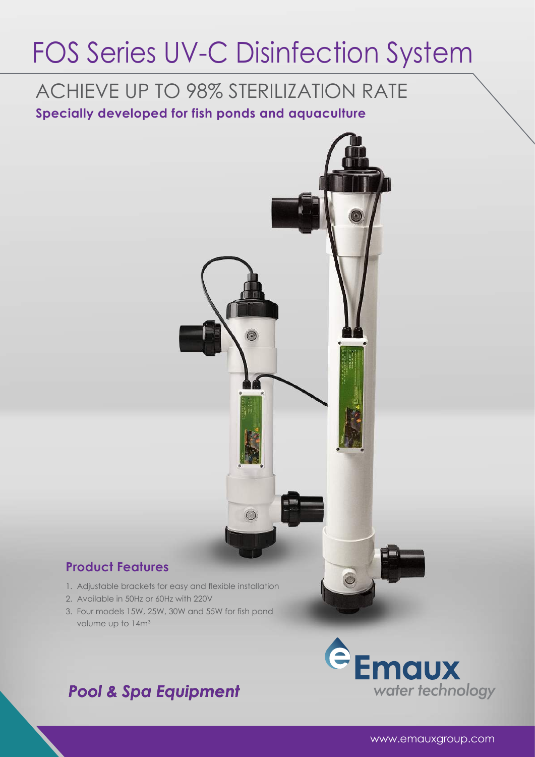# FOS Series UV-C Disinfection System

## ACHIEVE UP TO 98% STERILIZATION RATE

**Specially developed for fish ponds and aquaculture**

### Product Features

1. Adjustable brackets for easy and flexible installation
2. Available in 50Hz or 60Hz with 220V
3. Four models 15W, 25W, 30W and 55W for fish pond volume up to $14m^3$

***Pool & Spa Equipment***

Emaux water technology

www.emauxgroup.com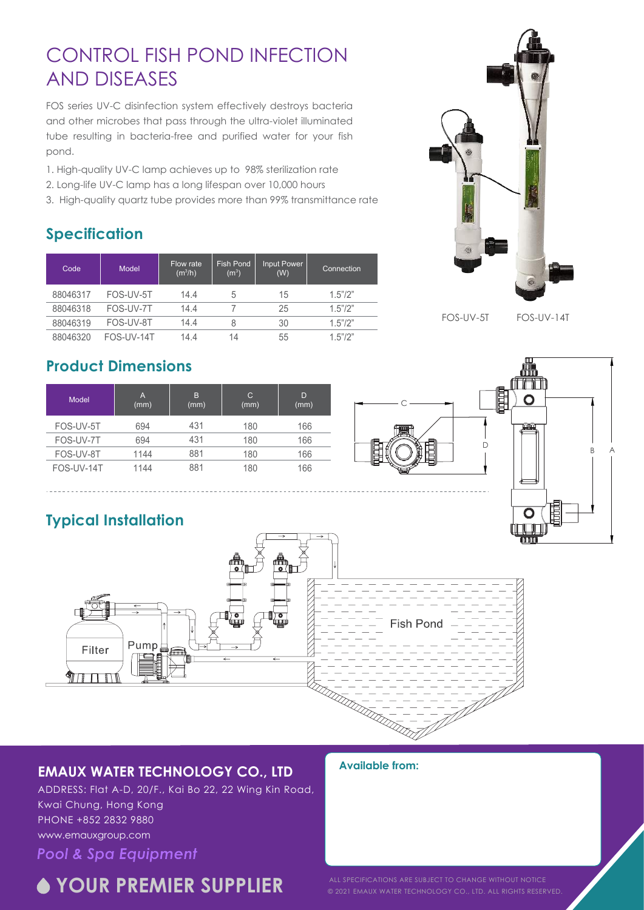# CONTROL FISH POND INFECTION AND DISEASES

FOS series UV-C disinfection system effectively destroys bacteria and other microbes that pass through the ultra-violet illuminated tube resulting in bacteria-free and purified water for your fish pond.

1. High-quality UV-C lamp achieves up to 98% sterilization rate
2. Long-life UV-C lamp has a long lifespan over 10,000 hours
3. High-quality quartz tube provides more than 99% transmittance rate

FOS-UV-5T FOS-UV-14T

## Specification

| Code | Model | Flow rate ($m^3/h$) | Fish Pond ($m^3$) | Input Power (W) | Connection |
|---|---|---|---|---|---|
| 88046317 | FOS-UV-5T | 14.4 | 5 | 15 | 1.5"/2" |
| 88046318 | FOS-UV-7T | 14.4 | 7 | 25 | 1.5"/2" |
| 88046319 | FOS-UV-8T | 14.4 | 8 | 30 | 1.5"/2" |
| 88046320 | FOS-UV-14T | 14.4 | 14 | 55 | 1.5"/2" |

## Product Dimensions

| Model | A (mm) | B (mm) | C (mm) | D (mm) |
|---|---|---|---|---|
| FOS-UV-5T | 694 | 431 | 180 | 166 |
| FOS-UV-7T | 694 | 431 | 180 | 166 |
| FOS-UV-8T | 1144 | 881 | 180 | 166 |
| FOS-UV-14T | 1144 | 881 | 180 | 166 |

C
D
B
A

## Typical Installation

Filter
Pump
Fish Pond

## EMAUX WATER TECHNOLOGY CO., LTD

ADDRESS: Flat A-D, 20/F., Kai Bo 22, 22 Wing Kin Road, Kwai Chung, Hong Kong
PHONE +852 2832 9880
www.emauxgroup.com

*Pool & Spa Equipment*

**YOUR PREMIER SUPPLIER**

**Available from:**

ALL SPECIFICATIONS ARE SUBJECT TO CHANGE WITHOUT NOTICE
© 2021 EMAUX WATER TECHNOLOGY CO., LTD. ALL RIGHTS RESERVED.